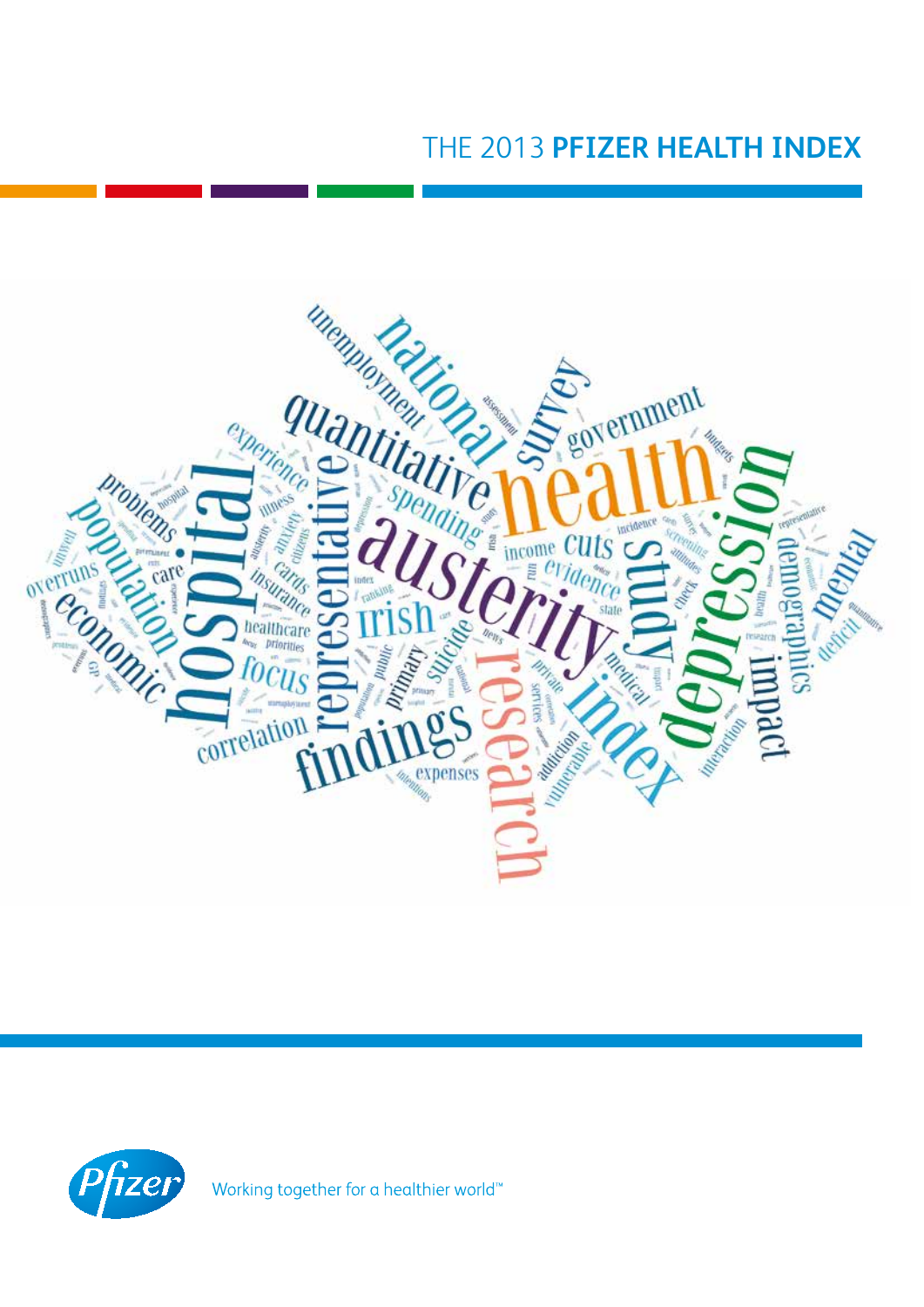# THE 2013 **PFIZER HEALTH INDEX**

Working together for a healthier world™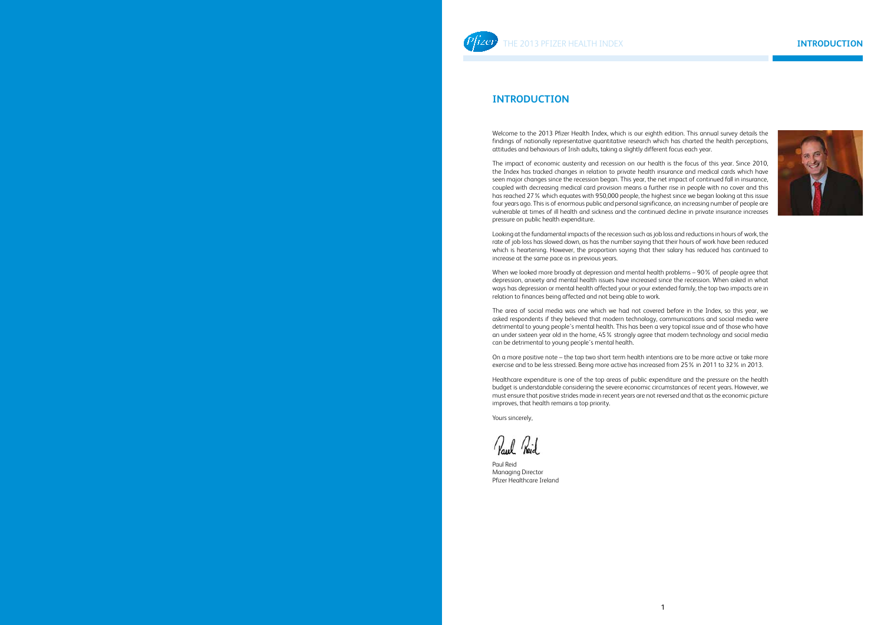# INTRODUCTION

Welcome to the 2013 Pfizer Health Index, which is our eighth edition. This annual survey details the findings of nationally representative quantitative research which has charted the health perceptions, attitudes and behaviours of Irish adults, taking a slightly different focus each year.

The impact of economic austerity and recession on our health is the focus of this year. Since 2010, the Index has tracked changes in relation to private health insurance and medical cards which have seen major changes since the recession began. This year, the net impact of continued fall in insurance, coupled with decreasing medical card provision means a further rise in people with no cover and this has reached 27% which equates with 950,000 people, the highest since we began looking at this issue four years ago. This is of enormous public and personal significance, an increasing number of people are vulnerable at times of ill health and sickness and the continued decline in private insurance increases pressure on public health expenditure.

Looking at the fundamental impacts of the recession such as job loss and reductions in hours of work, the rate of job loss has slowed down, as has the number saying that their hours of work have been reduced which is heartening. However, the proportion saying that their salary has reduced has continued to increase at the same pace as in previous years.

When we looked more broadly at depression and mental health problems – 90% of people agree that depression, anxiety and mental health issues have increased since the recession. When asked in what ways has depression or mental health affected your or your extended family, the top two impacts are in relation to finances being affected and not being able to work.

The area of social media was one which we had not covered before in the Index, so this year, we asked respondents if they believed that modern technology, communications and social media were detrimental to young people's mental health. This has been a very topical issue and of those who have an under sixteen year old in the home, 45% strongly agree that modern technology and social media can be detrimental to young people's mental health.

On a more positive note – the top two short term health intentions are to be more active or take more exercise and to be less stressed. Being more active has increased from 25% in 2011 to 32% in 2013.

Healthcare expenditure is one of the top areas of public expenditure and the pressure on the health budget is understandable considering the severe economic circumstances of recent years. However, we must ensure that positive strides made in recent years are not reversed and that as the economic picture improves, that health remains a top priority.

Yours sincerely,

Paul Reid
Managing Director
Pfizer Healthcare Ireland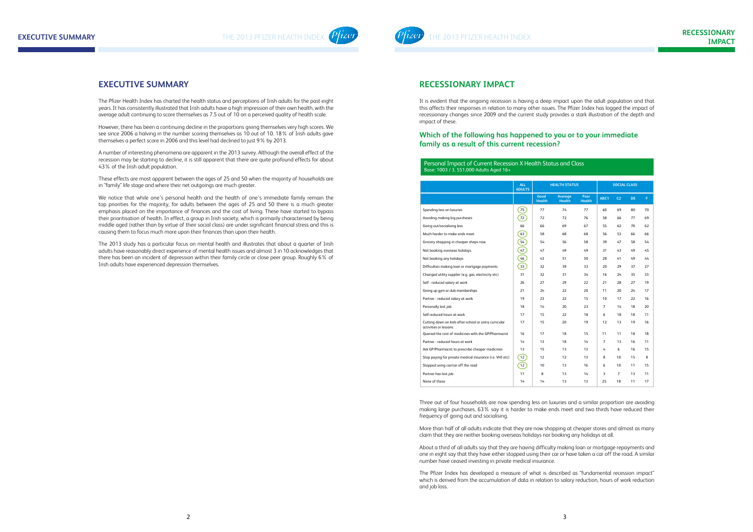# EXECUTIVE SUMMARY

The Pfizer Health Index has charted the health status and perceptions of Irish adults for the past eight years. It has consistently illustrated that Irish adults have a high impression of their own health, with the average adult continuing to score themselves as 7.5 out of 10 on a perceived quality of health scale.

However, there has been a continuing decline in the proportions giving themselves very high scores. We see since 2006 a halving in the number scoring themselves as 10 out of 10. 18% of Irish adults gave themselves a perfect score in 2006 and this level had declined to just 9% by 2013.

A number of interesting phenomena are apparent in the 2013 survey. Although the overall effect of the recession may be starting to decline, it is still apparent that there are quite profound effects for about 43% of the Irish adult population.

These effects are most apparent between the ages of 25 and 50 when the majority of households are in "family" life stage and where their net outgoings are much greater.

We notice that while one's personal health and the health of one's immediate family remain the top priorities for the majority, for adults between the ages of 25 and 50 there is a much greater emphasis placed on the importance of finances and the cost of living. These have started to bypass their prioritisation of health. In effect, a group in Irish society, which is primarily characterised by being middle aged (rather than by virtue of their social class) are under significant financial stress and this is causing them to focus much more upon their finances than upon their health.

The 2013 study has a particular focus on mental health and illustrates that about a quarter of Irish adults have reasonably direct experience of mental health issues and almost 3 in 10 acknowledges that there has been an incident of depression within their family circle or close peer group. Roughly 6% of Irish adults have experienced depression themselves.

# RECESSIONARY IMPACT

It is evident that the ongoing recession is having a deep impact upon the adult population and that this affects their responses in relation to many other issues. The Pfizer Index has logged the impact of recessionary changes since 2009 and the current study provides a stark illustration of the depth and impact of these.

## Which of the following has happened to you or to your immediate family as a result of this current recession?

Personal Impact of Current Recession X Health Status and Class
Base: 1003 / 3, 551,000 Adults Aged 16+

| | ALL ADULTS | HEALTH STATUS | | | SOCIAL CLASS | | | |
|---|---|---|---|---|---|---|---|---|
| | | Good Health | Average Health | Poor Health | ABC1 | C2 | DE | F |
| Spending less on luxuries | 75 | 77 | 74 | 77 | 60 | 69 | 80 | 70 |
| Avoiding making big purchases | 72 | 72 | 72 | 76 | 58 | 66 | 77 | 69 |
| Going out/socialising less | 66 | 66 | 69 | 67 | 55 | 62 | 70 | 62 |
| Much harder to make ends meet | 63 | 58 | 68 | 68 | 56 | 53 | 66 | 66 |
| Grocery shopping in cheaper shops now | 54 | 54 | 56 | 58 | 39 | 47 | 58 | 54 |
| Not booking overseas holidays | 47 | 47 | 49 | 49 | 31 | 43 | 49 | 45 |
| Not booking any holidays | 46 | 43 | 51 | 50 | 28 | 41 | 49 | 44 |
| Difficulties making loan or mortgage payments | 33 | 32 | 39 | 33 | 20 | 29 | 37 | 27 |
| Changed utility supplier (e.g. gas, electricity etc) | 31 | 32 | 31 | 34 | 16 | 24 | 35 | 33 |
| Self - reduced salary at work | 26 | 27 | 29 | 22 | 21 | 28 | 27 | 19 |
| Giving up gym or club memberships | 21 | 24 | 22 | 20 | 11 | 20 | 24 | 17 |
| Partner - reduced salary at work | 19 | 23 | 22 | 15 | 10 | 17 | 22 | 16 |
| Personally lost job | 18 | 14 | 20 | 23 | 7 | 14 | 18 | 20 |
| Self-reduced hours at work | 17 | 15 | 22 | 18 | 6 | 18 | 18 | 11 |
| Cutting down on kids after-school or extra curricular activities or lessons | 17 | 15 | 20 | 19 | 12 | 13 | 19 | 16 |
| Queried the cost of medicines with the GP/Pharmacist | 16 | 17 | 18 | 15 | 11 | 11 | 18 | 18 |
| Partner - reduced hours at work | 14 | 13 | 18 | 14 | 7 | 13 | 16 | 11 |
| Ask GP/Pharmacist to prescribe cheaper medicines | 13 | 15 | 13 | 13 | 4 | 6 | 16 | 15 |
| Stop paying for private medical insurance (i.e. VHI etc) | 12 | 12 | 12 | 13 | 8 | 10 | 15 | 8 |
| Stopped using car/car off the road | 12 | 10 | 13 | 16 | 6 | 10 | 11 | 15 |
| Partner has lost job | 11 | 8 | 13 | 14 | 3 | 7 | 13 | 11 |
| None of these | 14 | 14 | 13 | 13 | 25 | 18 | 11 | 17 |

Three out of four households are now spending less on luxuries and a similar proportion are avoiding making large purchases. 63% say it is harder to make ends meet and two thirds have reduced their frequency of going out and socialising.

More than half of all adults indicate that they are now shopping at cheaper stores and almost as many claim that they are neither booking overseas holidays nor booking any holidays at all.

About a third of all adults say that they are having difficulty making loan or mortgage repayments and one in eight say that they have either stopped using their car or have taken a car off the road. A similar number have ceased investing in private medical insurance.

The Pfizer Index has developed a measure of what is described as "fundamental recession impact" which is derived from the accumulation of data in relation to salary reduction, hours of work reduction and job loss.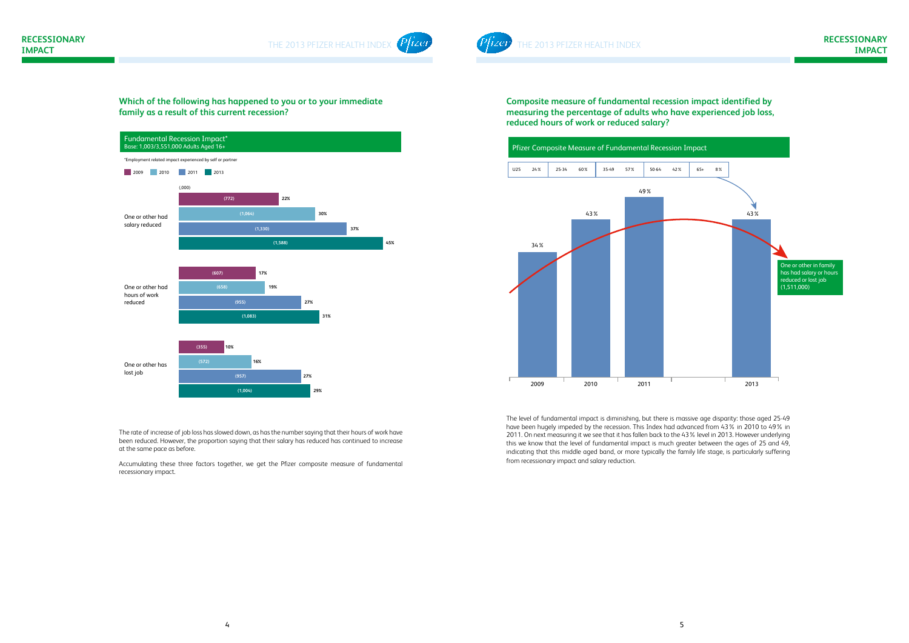# RECESSIONARY IMPACT

## Which of the following has happened to you or to your immediate family as a result of this current recession?

**Fundamental Recession Impact***
Base: 1,003/3,551,000 Adults Aged 16+

*Employment related impact experienced by self or partner

(,000)

| | 2009 | 2010 | 2011 | 2013 |
|---|---|---|---|---|
| One or other had salary reduced | (772) 22% | (1,064) 30% | (1,330) 37% | (1,588) 45% |
| One or other had hours of work reduced | (607) 17% | (658) 19% | (955) 27% | (1,083) 31% |
| One or other has lost job | (355) 10% | (572) 16% | (957) 27% | (1,004) 29% |

The rate of increase of job loss has slowed down, as has the number saying that their hours of work have been reduced. However, the proportion saying that their salary has reduced has continued to increase at the same pace as before.

Accumulating these three factors together, we get the Pfizer composite measure of fundamental recessionary impact.

## Composite measure of fundamental recession impact identified by measuring the percentage of adults who have experienced job loss, reduced hours of work or reduced salary?

**Pfizer Composite Measure of Fundamental Recession Impact**

| U25 | 25-34 | 35-49 | 50-64 | 65+ |
|---|---|---|---|---|
| 24% | 60% | 57% | 42% | 8% |

| 2009 | 2010 | 2011 | 2013 |
|---|---|---|---|
| 34% | 43% | 49% | 43% |

One or other in family has had salary or hours reduced or lost job (1,511,000)

The level of fundamental impact is diminishing, but there is massive age disparity: those aged 25-49 have been hugely impeded by the recession. This Index had advanced from 43% in 2010 to 49% in 2011. On next measuring it we see that it has fallen back to the 43% level in 2013. However underlying this we know that the level of fundamental impact is much greater between the ages of 25 and 49, indicating that this middle aged band, or more typically the family life stage, is particularly suffering from recessionary impact and salary reduction.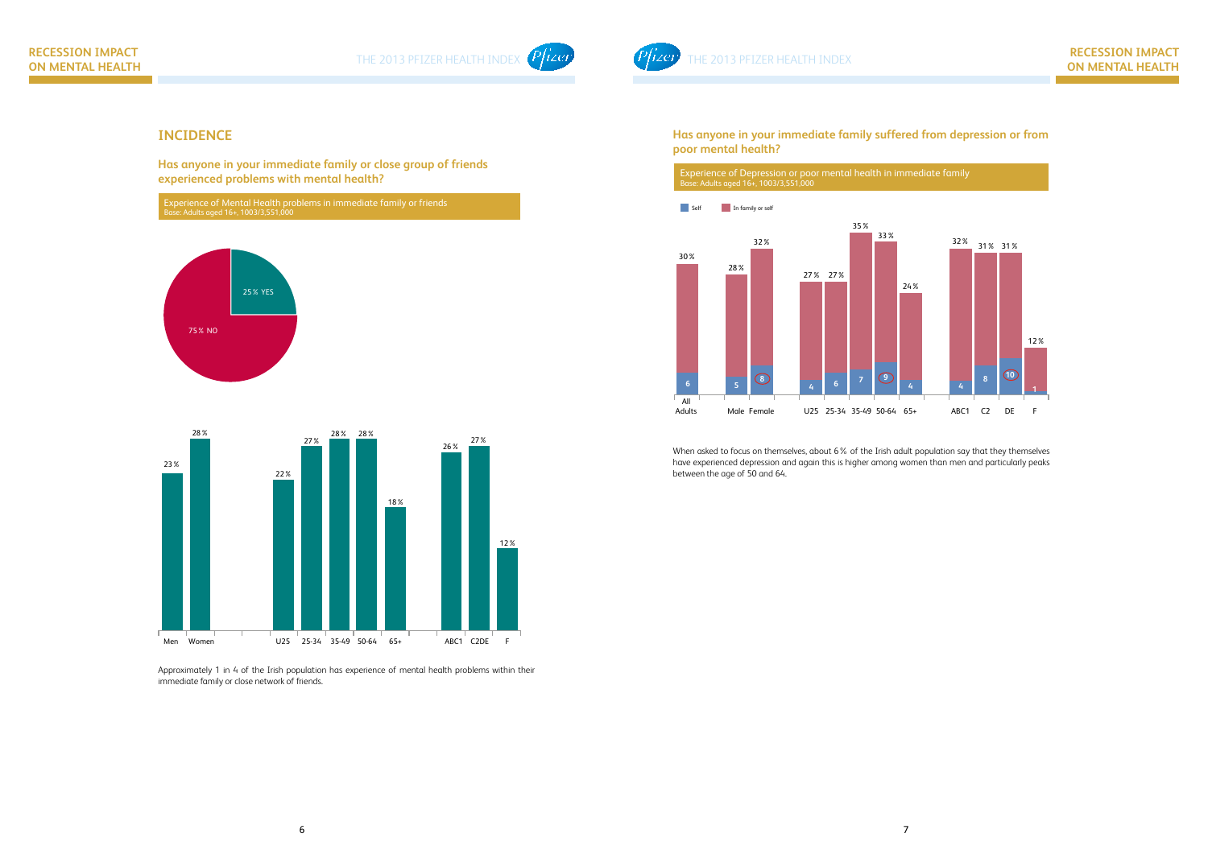## INCIDENCE

### Has anyone in your immediate family or close group of friends experienced problems with mental health?

Experience of Mental Health problems in immediate family or friends
Base: Adults aged 16+, 1003/3,551,000

| Response | % |
|---|---|
| YES | 25% |
| NO | 75% |

| Men | Women | U25 | 25-34 | 35-49 | 50-64 | 65+ | ABC1 | C2DE | F |
|---|---|---|---|---|---|---|---|---|---|
| 23% | 28% | 22% | 27% | 28% | 28% | 18% | 26% | 27% | 12% |

Approximately 1 in 4 of the Irish population has experience of mental health problems within their immediate family or close network of friends.

### Has anyone in your immediate family suffered from depression or from poor mental health?

Experience of Depression or poor mental health in immediate family
Base: Adults aged 16+, 1003/3,551,000

| | All Adults | Male | Female | U25 | 25-34 | 35-49 | 50-64 | 65+ | ABC1 | C2 | DE | F |
|---|---|---|---|---|---|---|---|---|---|---|---|---|
| Self | 6 | 5 | 8 | 4 | 6 | 7 | 9 | 4 | 4 | 8 | 10 | 1 |
| In family or self | 30% | 28% | 32% | 27% | 27% | 35% | 33% | 24% | 32% | 31% | 31% | 12% |

When asked to focus on themselves, about 6% of the Irish adult population say that they themselves have experienced depression and again this is higher among women than men and particularly peaks between the age of 50 and 64.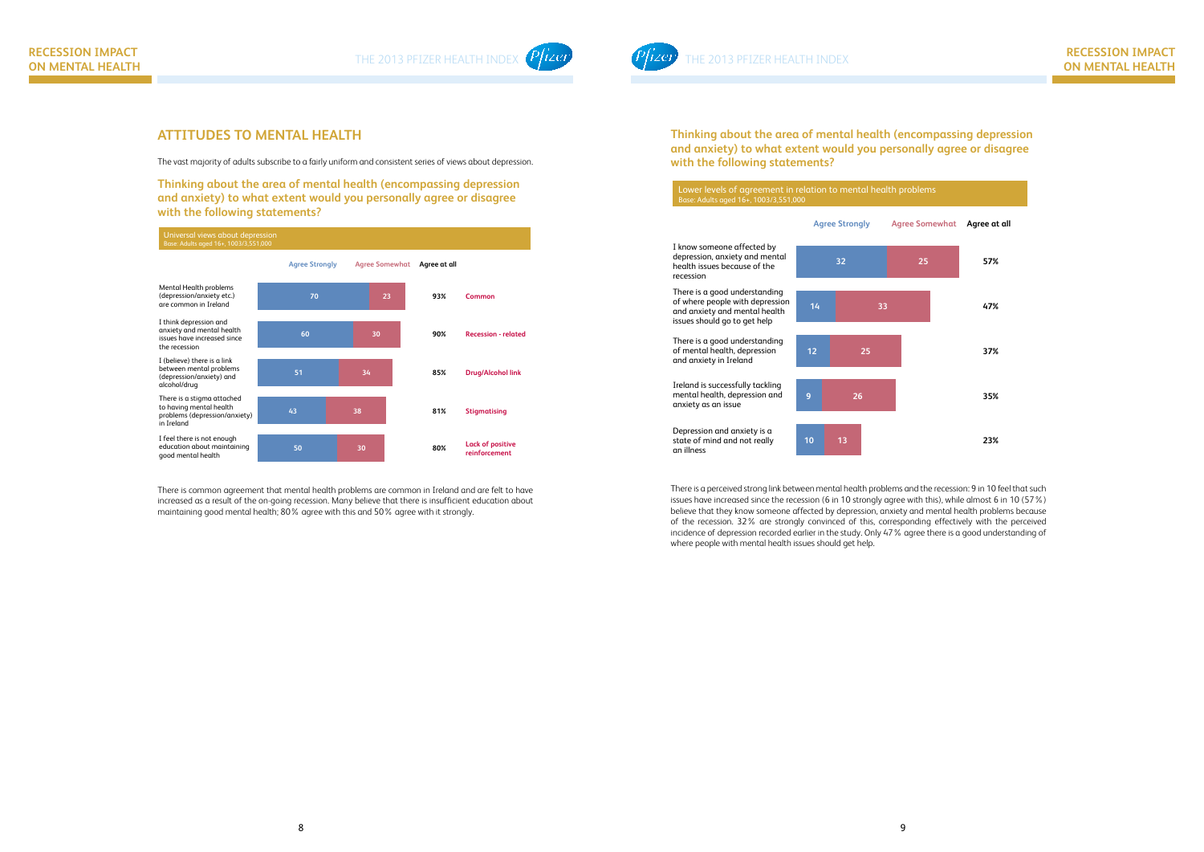## ATTITUDES TO MENTAL HEALTH

The vast majority of adults subscribe to a fairly uniform and consistent series of views about depression.

### Thinking about the area of mental health (encompassing depression and anxiety) to what extent would you personally agree or disagree with the following statements?

**Universal views about depression**
Base: Adults aged 16+, 1003/3,551,000

| Statement | Agree Strongly | Agree Somewhat | Agree at all | |
|---|---|---|---|---|
| Mental Health problems (depression/anxiety etc.) are common in Ireland | 70 | 23 | 93% | Common |
| I think depression and anxiety and mental health issues have increased since the recession | 60 | 30 | 90% | Recession - related |
| I (believe) there is a link between mental problems (depression/anxiety) and alcohol/drug | 51 | 34 | 85% | Drug/Alcohol link |
| There is a stigma attached to having mental health problems (depression/anxiety) in Ireland | 43 | 38 | 81% | Stigmatising |
| I feel there is not enough education about maintaining good mental health | 50 | 30 | 80% | Lack of positive reinforcement |

There is common agreement that mental health problems are common in Ireland and are felt to have increased as a result of the on-going recession. Many believe that there is insufficient education about maintaining good mental health; 80% agree with this and 50% agree with it strongly.

### Thinking about the area of mental health (encompassing depression and anxiety) to what extent would you personally agree or disagree with the following statements?

**Lower levels of agreement in relation to mental health problems**
Base: Adults aged 16+, 1003/3,551,000

| Statement | Agree Strongly | Agree Somewhat | Agree at all |
|---|---|---|---|
| I know someone affected by depression, anxiety and mental health issues because of the recession | 32 | 25 | 57% |
| There is a good understanding of where people with depression and anxiety and mental health issues should go to get help | 14 | 33 | 47% |
| There is a good understanding of mental health, depression and anxiety in Ireland | 12 | 25 | 37% |
| Ireland is successfully tackling mental health, depression and anxiety as an issue | 9 | 26 | 35% |
| Depression and anxiety is a state of mind and not really an illness | 10 | 13 | 23% |

There is a perceived strong link between mental health problems and the recession: 9 in 10 feel that such issues have increased since the recession (6 in 10 strongly agree with this), while almost 6 in 10 (57%) believe that they know someone affected by depression, anxiety and mental health problems because of the recession. 32% are strongly convinced of this, corresponding effectively with the perceived incidence of depression recorded earlier in the study. Only 47% agree there is a good understanding of where people with mental health issues should get help.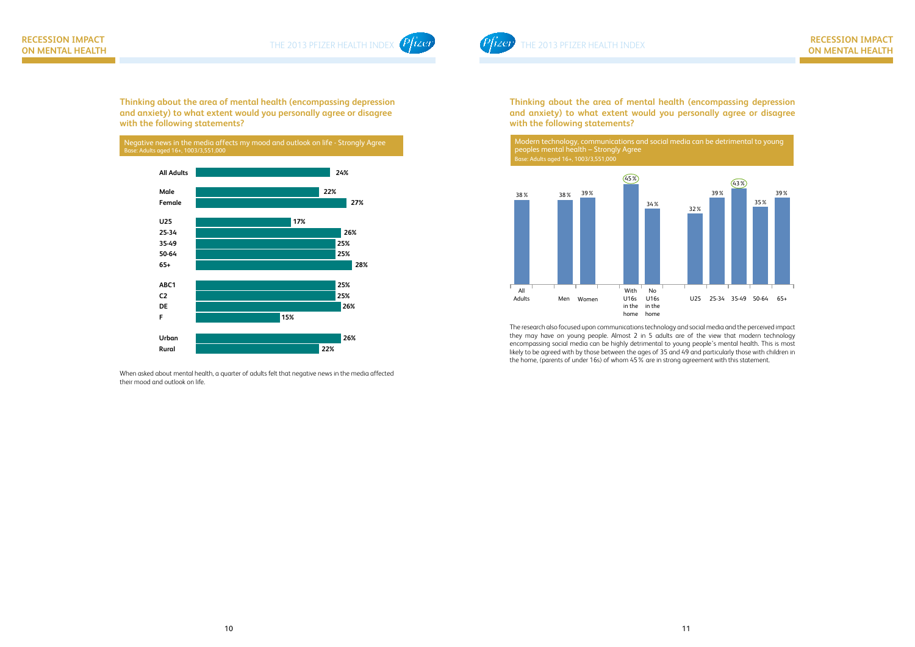## RECESSION IMPACT ON MENTAL HEALTH

### Thinking about the area of mental health (encompassing depression and anxiety) to what extent would you personally agree or disagree with the following statements?

Negative news in the media affects my mood and outlook on life - Strongly Agree
Base: Adults aged 16+, 1003/3,551,000

| Group | % |
|---|---|
| All Adults | 24% |
| Male | 22% |
| Female | 27% |
| U25 | 17% |
| 25-34 | 26% |
| 35-49 | 25% |
| 50-64 | 25% |
| 65+ | 28% |
| ABC1 | 25% |
| C2 | 25% |
| DE | 26% |
| F | 15% |
| Urban | 26% |
| Rural | 22% |

When asked about mental health, a quarter of adults felt that negative news in the media affected their mood and outlook on life.

### Thinking about the area of mental health (encompassing depression and anxiety) to what extent would you personally agree or disagree with the following statements?

Modern technology, communications and social media can be detrimental to young peoples mental health – Strongly Agree
Base: Adults aged 16+, 1003/3,551,000

| Group | % |
|---|---|
| All Adults | 38% |
| Men | 38% |
| Women | 39% |
| With U16s in the home | 45% |
| No U16s in the home | 34% |
| U25 | 32% |
| 25-34 | 39% |
| 35-49 | 43% |
| 50-64 | 35% |
| 65+ | 39% |

The research also focused upon communications technology and social media and the perceived impact they may have on young people. Almost 2 in 5 adults are of the view that modern technology encompassing social media can be highly detrimental to young people's mental health. This is most likely to be agreed with by those between the ages of 35 and 49 and particularly those with children in the home, (parents of under 16s) of whom 45% are in strong agreement with this statement.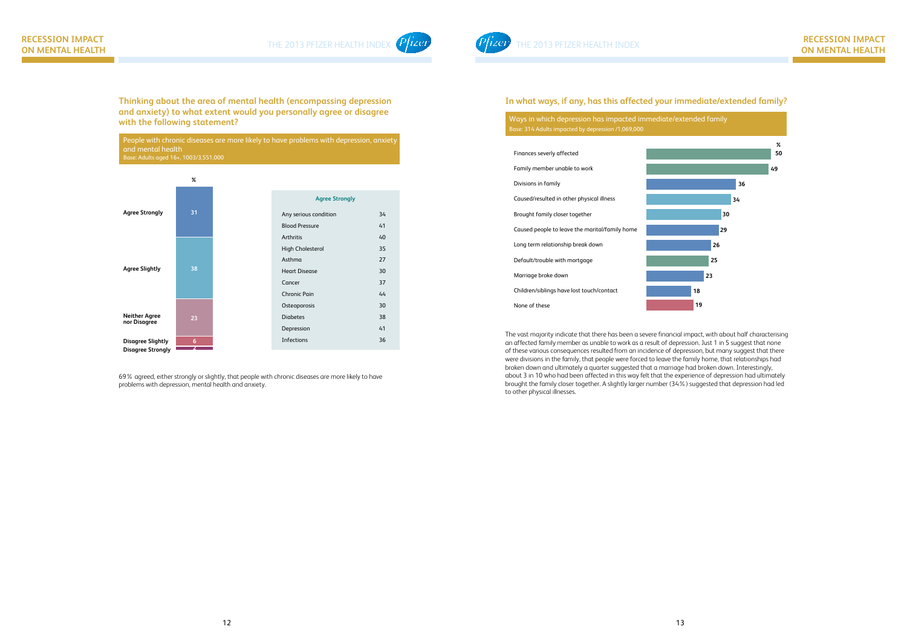## Thinking about the area of mental health (encompassing depression and anxiety) to what extent would you personally agree or disagree with the following statement?

**People with chronic diseases are more likely to have problems with depression, anxiety and mental health**
Base: Adults aged 16+, 1003/3,551,000

| | % |
|---|---|
| Agree Strongly | 31 |
| Agree Slightly | 38 |
| Neither Agree nor Disagree | 23 |
| Disagree Slightly | 6 |
| Disagree Strongly | 2 |

| Agree Strongly | |
|---|---|
| Any serious condition | 34 |
| Blood Pressure | 41 |
| Arthritis | 40 |
| High Cholesterol | 35 |
| Asthma | 27 |
| Heart Disease | 30 |
| Cancer | 37 |
| Chronic Pain | 44 |
| Osteoporosis | 30 |
| Diabetes | 38 |
| Depression | 41 |
| Infections | 36 |

69% agreed, either strongly or slightly, that people with chronic diseases are more likely to have problems with depression, mental health and anxiety.

## In what ways, if any, has this affected your immediate/extended family?

**Ways in which depression has impacted immediate/extended family**
Base: 314 Adults impacted by depression /1,069,000

| | % |
|---|---|
| Finances severly affected | 50 |
| Family member unable to work | 49 |
| Divisions in family | 36 |
| Caused/resulted in other physical illness | 34 |
| Brought family closer together | 30 |
| Caused people to leave the marital/family home | 29 |
| Long term relationship break down | 26 |
| Default/trouble with mortgage | 25 |
| Marriage broke down | 23 |
| Children/siblings have lost touch/contact | 18 |
| None of these | 19 |

The vast majority indicate that there has been a severe financial impact, with about half characterising an affected family member as unable to work as a result of depression. Just 1 in 5 suggest that none of these various consequences resulted from an incidence of depression, but many suggest that there were divisions in the family, that people were forced to leave the family home, that relationships had broken down and ultimately a quarter suggested that a marriage had broken down. Interestingly, about 3 in 10 who had been affected in this way felt that the experience of depression had ultimately brought the family closer together. A slightly larger number (34%) suggested that depression had led to other physical illnesses.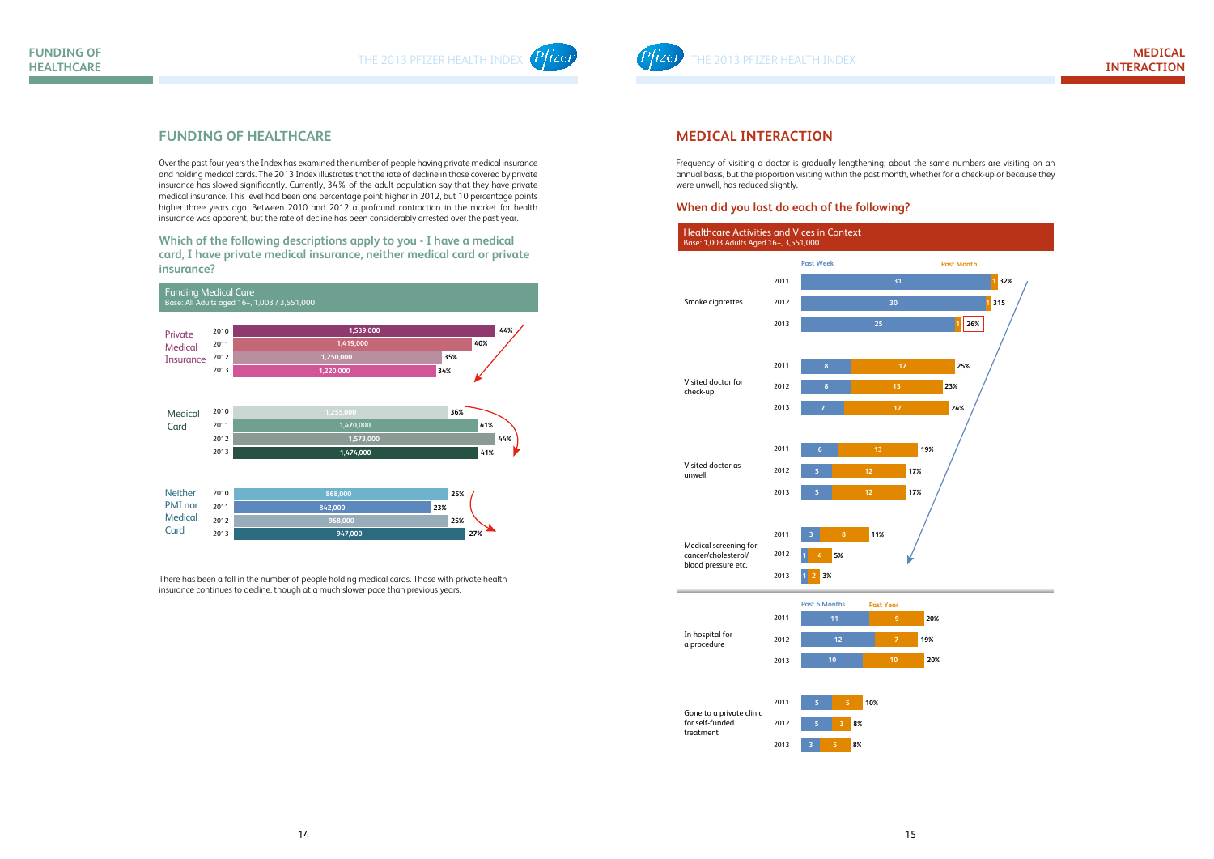# FUNDING OF HEALTHCARE

Over the past four years the Index has examined the number of people having private medical insurance and holding medical cards. The 2013 Index illustrates that the rate of decline in those covered by private insurance has slowed significantly. Currently, 34% of the adult population say that they have private medical insurance. This level had been one percentage point higher in 2012, but 10 percentage points higher three years ago. Between 2010 and 2012 a profound contraction in the market for health insurance was apparent, but the rate of decline has been considerably arrested over the past year.

### Which of the following descriptions apply to you - I have a medical card, I have private medical insurance, neither medical card or private insurance?

**Funding Medical Care**
Base: All Adults aged 16+, 1,003 / 3,551,000

| | Year | Number | % |
|---|---|---|---|
| Private Medical Insurance | 2010 | 1,539,000 | 44% |
| | 2011 | 1,419,000 | 40% |
| | 2012 | 1,250,000 | 35% |
| | 2013 | 1,220,000 | 34% |
| Medical Card | 2010 | 1,255,000 | 36% |
| | 2011 | 1,470,000 | 41% |
| | 2012 | 1,573,000 | 44% |
| | 2013 | 1,474,000 | 41% |
| Neither PMI nor Medical Card | 2010 | 868,000 | 25% |
| | 2011 | 842,000 | 23% |
| | 2012 | 968,000 | 25% |
| | 2013 | 947,000 | 27% |

There has been a fall in the number of people holding medical cards. Those with private health insurance continues to decline, though at a much slower pace than previous years.

# MEDICAL INTERACTION

Frequency of visiting a doctor is gradually lengthening; about the same numbers are visiting on an annual basis, but the proportion visiting within the past month, whether for a check-up or because they were unwell, has reduced slightly.

### When did you last do each of the following?

**Healthcare Activities and Vices in Context**
Base: 1,003 Adults Aged 16+, 3,551,000

| | Year | Past Week | Past Month | Total |
|---|---|---|---|---|
| Smoke cigarettes | 2011 | 31 | 1 | 32% |
| | 2012 | 30 | 1 | 315 |
| | 2013 | 25 | 1 | 26% |
| Visited doctor for check-up | 2011 | 8 | 17 | 25% |
| | 2012 | 8 | 15 | 23% |
| | 2013 | 7 | 17 | 24% |
| Visited doctor as unwell | 2011 | 6 | 13 | 19% |
| | 2012 | 5 | 12 | 17% |
| | 2013 | 5 | 12 | 17% |
| Medical screening for cancer/cholesterol/ blood pressure etc. | 2011 | 3 | 8 | 11% |
| | 2012 | 1 | 4 | 5% |
| | 2013 | 1 | 2 | 3% |

| | Year | Past 6 Months | Past Year | Total |
|---|---|---|---|---|
| In hospital for a procedure | 2011 | 11 | 9 | 20% |
| | 2012 | 12 | 7 | 19% |
| | 2013 | 10 | 10 | 20% |
| Gone to a private clinic for self-funded treatment | 2011 | 5 | 5 | 10% |
| | 2012 | 5 | 3 | 8% |
| | 2013 | 3 | 5 | 8% |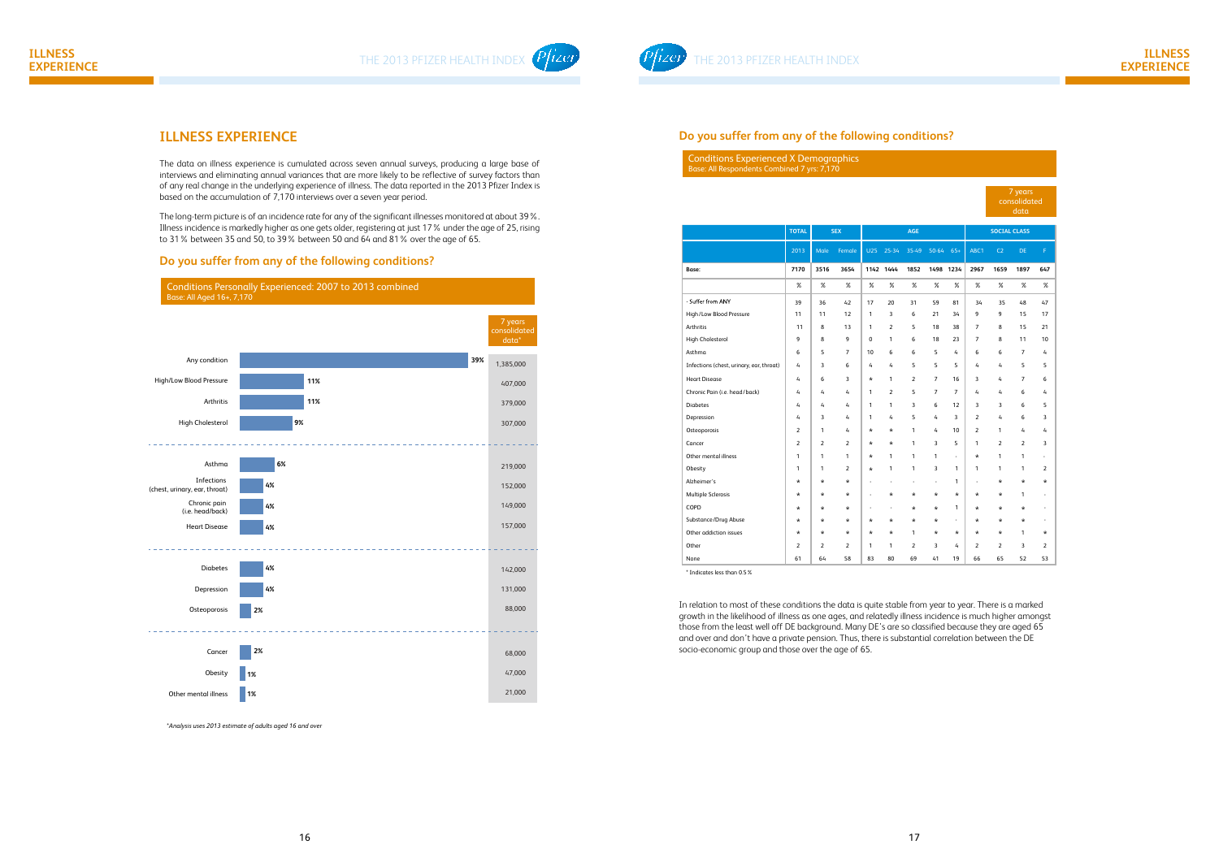# ILLNESS EXPERIENCE

The data on illness experience is cumulated across seven annual surveys, producing a large base of interviews and eliminating annual variances that are more likely to be reflective of survey factors than of any real change in the underlying experience of illness. The data reported in the 2013 Pfizer Index is based on the accumulation of 7,170 interviews over a seven year period.

The long-term picture is of an incidence rate for any of the significant illnesses monitored at about 39%. Illness incidence is markedly higher as one gets older, registering at just 17% under the age of 25, rising to 31% between 35 and 50, to 39% between 50 and 64 and 81% over the age of 65.

## Do you suffer from any of the following conditions?

**Conditions Personally Experienced: 2007 to 2013 combined**
Base: All Aged 16+, 7,170

| Condition | % | 7 years consolidated data* |
|---|---|---|
| Any condition | 39% | 1,385,000 |
| High/Low Blood Pressure | 11% | 407,000 |
| Arthritis | 11% | 379,000 |
| High Cholesterol | 9% | 307,000 |
| Asthma | 6% | 219,000 |
| Infections (chest, urinary, ear, throat) | 4% | 152,000 |
| Chronic pain (i.e. head/back) | 4% | 149,000 |
| Heart Disease | 4% | 157,000 |
| Diabetes | 4% | 142,000 |
| Depression | 4% | 131,000 |
| Osteoporosis | 2% | 88,000 |
| Cancer | 2% | 68,000 |
| Obesity | 1% | 47,000 |
| Other mental illness | 1% | 21,000 |

*Analysis uses 2013 estimate of adults aged 16 and over*

## Do you suffer from any of the following conditions?

**Conditions Experienced X Demographics**
Base: All Respondents Combined 7 yrs: 7,170

7 years consolidated data

| | TOTAL | SEX | | AGE | | | | | SOCIAL CLASS | | | |
|---|---|---|---|---|---|---|---|---|---|---|---|---|
| | 2013 | Male | Female | U25 | 25-34 | 35-49 | 50-64 | 65+ | ABC1 | C2 | DE | F |
| **Base:** | **7170** | **3516** | **3654** | **1142** | **1444** | **1852** | **1498** | **1234** | **2967** | **1659** | **1897** | **647** |
| | % | % | % | % | % | % | % | % | % | % | % | % |
| - Suffer from ANY | 39 | 36 | 42 | 17 | 20 | 31 | 59 | 81 | 34 | 35 | 48 | 47 |
| High/Low Blood Pressure | 11 | 11 | 12 | 1 | 3 | 6 | 21 | 34 | 9 | 9 | 15 | 17 |
| Arthritis | 11 | 8 | 13 | 1 | 2 | 5 | 18 | 38 | 7 | 8 | 15 | 21 |
| High Cholesterol | 9 | 8 | 9 | 0 | 1 | 6 | 18 | 23 | 7 | 8 | 11 | 10 |
| Asthma | 6 | 5 | 7 | 10 | 6 | 6 | 5 | 4 | 6 | 6 | 7 | 4 |
| Infections (chest, urinary, ear, throat) | 4 | 3 | 6 | 4 | 4 | 5 | 5 | 5 | 4 | 4 | 5 | 5 |
| Heart Disease | 4 | 6 | 3 | * | 1 | 2 | 7 | 16 | 3 | 4 | 7 | 6 |
| Chronic Pain (i.e. head/back) | 4 | 4 | 4 | 1 | 2 | 5 | 7 | 7 | 4 | 4 | 6 | 4 |
| Diabetes | 4 | 4 | 4 | 1 | 1 | 3 | 6 | 12 | 3 | 3 | 6 | 5 |
| Depression | 4 | 3 | 4 | 1 | 4 | 5 | 4 | 3 | 2 | 4 | 6 | 3 |
| Osteoporosis | 2 | 1 | 4 | * | * | 1 | 4 | 10 | 2 | 1 | 4 | 4 |
| Cancer | 2 | 2 | 2 | * | * | 1 | 3 | 5 | 1 | 2 | 2 | 3 |
| Other mental illness | 1 | 1 | 1 | * | 1 | 1 | 1 | - | * | 1 | 1 | - |
| Obesity | 1 | 1 | 2 | * | 1 | 1 | 3 | 1 | 1 | 1 | 1 | 2 |
| Alzheimer's | * | * | * | - | - | - | - | 1 | - | * | * | * |
| Multiple Sclerosis | * | * | * | - | * | * | * | * | * | * | 1 | - |
| COPD | * | * | * | - | - | * | * | 1 | * | * | * | - |
| Substance/Drug Abuse | * | * | * | * | * | * | * | - | * | * | * | - |
| Other addiction issues | * | * | * | * | * | 1 | * | * | * | * | 1 | * |
| Other | 2 | 2 | 2 | 1 | 1 | 2 | 3 | 4 | 2 | 2 | 3 | 2 |
| None | 61 | 64 | 58 | 83 | 80 | 69 | 41 | 19 | 66 | 65 | 52 | 53 |

\* Indicates less than 0.5%

In relation to most of these conditions the data is quite stable from year to year. There is a marked growth in the likelihood of illness as one ages, and relatedly illness incidence is much higher amongst those from the least well off DE background. Many DE's are so classified because they are aged 65 and over and don't have a private pension. Thus, there is substantial correlation between the DE socio-economic group and those over the age of 65.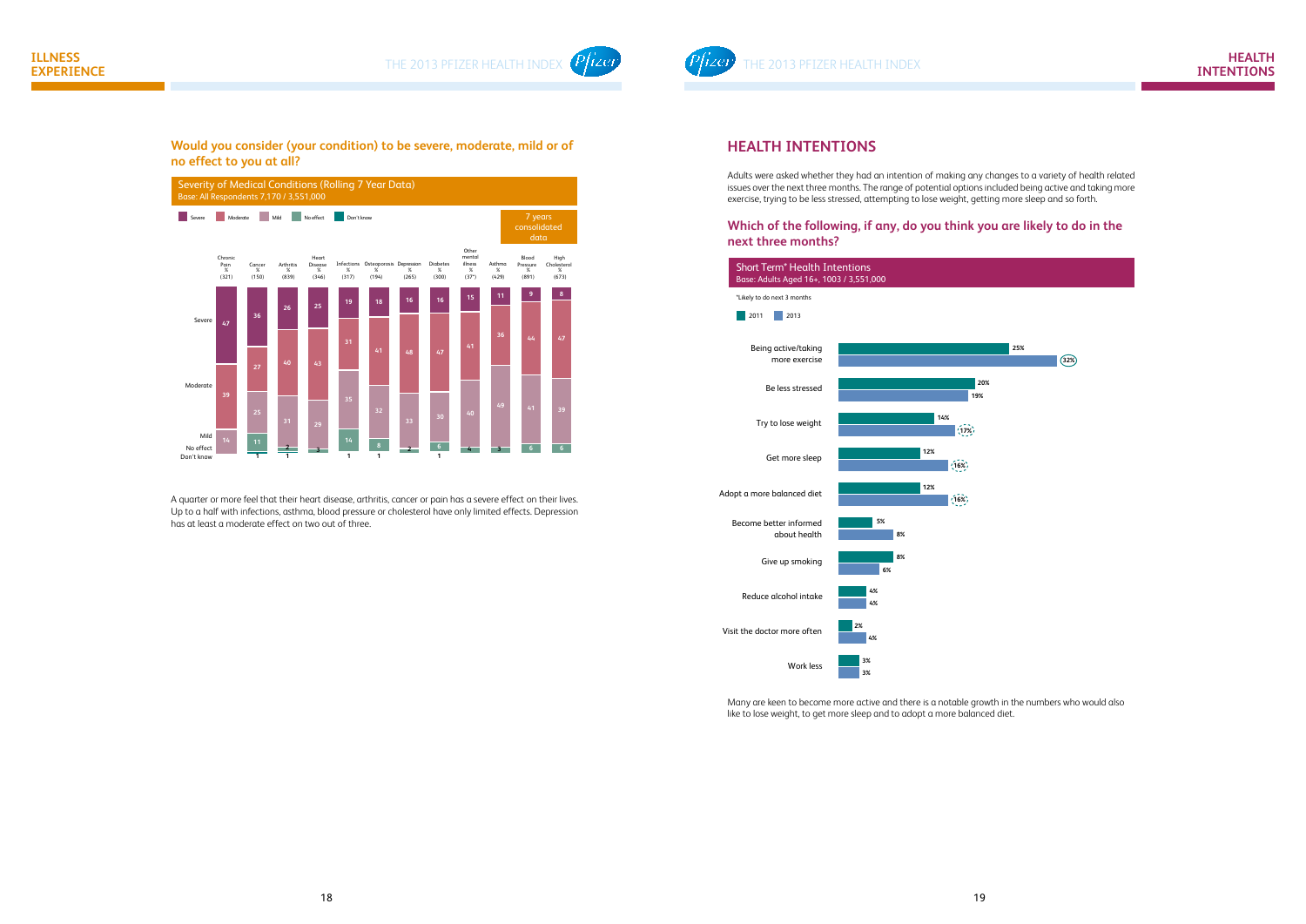## Would you consider (your condition) to be severe, moderate, mild or of no effect to you at all?

**Severity of Medical Conditions (Rolling 7 Year Data)**
Base: All Respondents 7,170 / 3,551,000

7 years consolidated data

| | Chronic Pain % (321) | Cancer % (150) | Arthritis % (839) | Heart Disease % (346) | Infections % (317) | Osteoporosis % (194) | Depression % (265) | Diabetes % (300) | Other mental illness % (37*) | Asthma % (429) | Blood Pressure % (891) | High Cholesterol % (673) |
|---|---|---|---|---|---|---|---|---|---|---|---|---|
| Severe | 47 | 36 | 26 | 25 | 19 | 18 | 16 | 16 | 15 | 11 | 9 | 8 |
| Moderate | 39 | 27 | 40 | 43 | 31 | 41 | 48 | 47 | 41 | 36 | 44 | 47 |
| Mild | 14 | 25 | 31 | 29 | 35 | 32 | 33 | 30 | 40 | 49 | 41 | 39 |
| No effect | | 11 | 2 | 3 | 14 | 8 | 2 | 6 | 4 | 3 | 6 | 6 |
| Don't know | | 1 | 1 | | 1 | 1 | | 1 | | | | |

A quarter or more feel that their heart disease, arthritis, cancer or pain has a severe effect on their lives. Up to a half with infections, asthma, blood pressure or cholesterol have only limited effects. Depression has at least a moderate effect on two out of three.

# HEALTH INTENTIONS

Adults were asked whether they had an intention of making any changes to a variety of health related issues over the next three months. The range of potential options included being active and taking more exercise, trying to be less stressed, attempting to lose weight, getting more sleep and so forth.

## Which of the following, if any, do you think you are likely to do in the next three months?

**Short Term* Health Intentions**
Base: Adults Aged 16+, 1003 / 3,551,000

*Likely to do next 3 months

| | 2011 | 2013 |
|---|---|---|
| Being active/taking more exercise | 25% | 32% |
| Be less stressed | 20% | 19% |
| Try to lose weight | 14% | 17% |
| Get more sleep | 12% | 16% |
| Adopt a more balanced diet | 12% | 16% |
| Become better informed about health | 5% | 8% |
| Give up smoking | 8% | 6% |
| Reduce alcohol intake | 4% | 4% |
| Visit the doctor more often | 2% | 4% |
| Work less | 3% | 3% |

Many are keen to become more active and there is a notable growth in the numbers who would also like to lose weight, to get more sleep and to adopt a more balanced diet.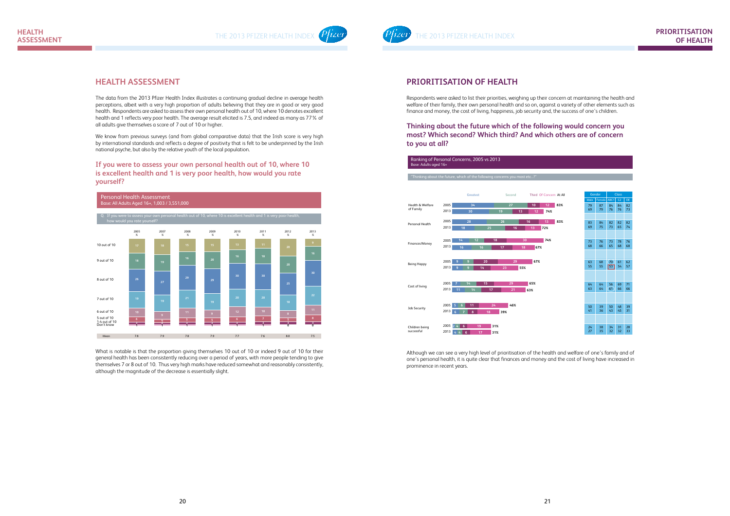## HEALTH ASSESSMENT

The data from the 2013 Pfizer Health Index illustrates a continuing gradual decline in average health perceptions, albeit with a very high proportion of adults believing that they are in good or very good health. Respondents are asked to assess their own personal health out of 10, where 10 denotes excellent health and 1 reflects very poor health. The average result elicited is 7.5, and indeed as many as 77% of all adults give themselves a score of 7 out of 10 or higher.

We know from previous surveys (and from global comparative data) that the Irish score is very high by international standards and reflects a degree of positivity that is felt to be underpinned by the Irish national psyche, but also by the relative youth of the local population.

### If you were to assess your own personal health out of 10, where 10 is excellent health and 1 is very poor health, how would you rate yourself?

**Personal Health Assessment**
Base: All Adults Aged 16+, 1,003 / 3,551,000

Q. If you were to assess your own personal health out of 10, where 10 is excellent health and 1 is very poor health, how would you rate yourself?

| | 2005 % | 2007 % | 2008 % | 2009 % | 2010 % | 2011 % | 2012 % | 2013 % |
|---|---|---|---|---|---|---|---|---|
| 10 out of 10 | 17 | 18 | 15 | 15 | 13 | 11 | 20 | 9 |
| 9 out of 10 | 18 | 19 | 16 | 20 | 16 | 18 | 20 | 16 |
| 8 out of 10 | 26 | 27 | 29 | 29 | 30 | 30 | 25 | 30 |
| 7 out of 10 | 19 | 19 | 21 | 19 | 20 | 20 | 18 | 22 |
| 6 out of 10 | 10 | 9 | 11 | 9 | 12 | 10 | 8 | 11 |
| 5 out of 10 | 6 | 5 | 5 | 5 | 6 | 7 | 5 | 8 |
| 1-4 out of 10 | 2 | 2 | 2 | 2 | 2 | 2 | 3 | 3 |
| Don't know | 1 | 1 | 1 | 1 | 1 | 1 | 0 | 0 |
| Mean | 7.8 | 7.9 | 7.8 | 7.9 | 7.7 | 7.6 | 8.0 | 7.5 |

What is notable is that the proportion giving themselves 10 out of 10 or indeed 9 out of 10 for their general health has been consistently reducing over a period of years, with more people tending to give themselves 7 or 8 out of 10. Thus very high marks have reduced somewhat and reasonably consistently, although the magnitude of the decrease is essentially slight.

## PRIORITISATION OF HEALTH

Respondents were asked to list their priorities, weighing up their concern at maintaining the health and welfare of their family, their own personal health and so on, against a variety of other elements such as finance and money, the cost of living, happiness, job security and, the success of one's children.

### Thinking about the future which of the following would concern you most? Which second? Which third? And which others are of concern to you at all?

**Ranking of Personal Concerns, 2005 vs 2013**
Base: Adults aged 16+

"Thinking about the future, which of the following concerns you most etc...?"

| | Year | Greatest | Second | Third | Of Concern | At All | Male | Female | ABC1 | C2 | DE |
|---|---|---|---|---|---|---|---|---|---|---|---|
| Health & Welfare of Family | 2005 | 34 | 27 | 10 | 12 | 83% | 79 | 87 | 84 | 84 | 82 |
| | 2013 | 30 | 19 | 13 | 12 | 74% | 69 | 79 | 76 | 76 | 73 |
| Personal Health | 2005 | 28 | 26 | 16 | 13 | 83% | 83 | 84 | 82 | 82 | 82 |
| | 2013 | 18 | 25 | 16 | 13 | 72% | 69 | 75 | 73 | 65 | 74 |
| Finances/Money | 2005 | 14 | 12 | 18 | 30 | 74% | 73 | 76 | 73 | 78 | 76 |
| | 2013 | 16 | 16 | 17 | 18 | 67% | 68 | 66 | 65 | 68 | 68 |
| Being Happy | 2005 | 9 | 9 | 20 | 29 | 67% | 63 | 68 | 70 | 61 | 62 |
| | 2013 | 9 | 9 | 14 | 23 | 55% | 55 | 55 | 53 | 54 | 57 |
| Cost of living | 2005 | 7 | 14 | 15 | 29 | 65% | 64 | 64 | 56 | 69 | 71 |
| | 2013 | 11 | 14 | 17 | 21 | 63% | 63 | 64 | 61 | 66 | 66 |
| Job Security | 2005 | 5 | 6 | 11 | 24 | 46% | 50 | 39 | 50 | 48 | 39 |
| | 2013 | 6 | 7 | 8 | 18 | 39% | 41 | 36 | 43 | 45 | 31 |
| Children being successful | 2005 | 2 | 4 | 6 | 19 | 31% | 24 | 38 | 34 | 31 | 28 |
| | 2013 | 4 | 4 | 6 | 17 | 31% | 27 | 35 | 32 | 32 | 33 |

Although we can see a very high level of prioritisation of the health and welfare of one's family and of one's personal health, it is quite clear that finances and money and the cost of living have increased in prominence in recent years.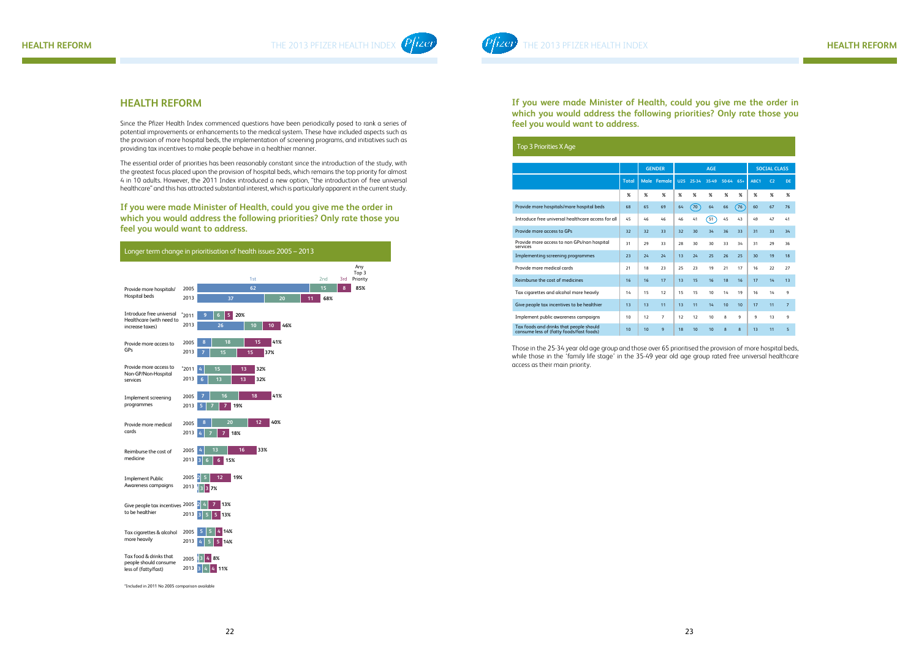# HEALTH REFORM

Since the Pfizer Health Index commenced questions have been periodically posed to rank a series of potential improvements or enhancements to the medical system. These have included aspects such as the provision of more hospital beds, the implementation of screening programs, and initiatives such as providing tax incentives to make people behave in a healthier manner.

The essential order of priorities has been reasonably constant since the introduction of the study, with the greatest focus placed upon the provision of hospital beds, which remains the top priority for almost 4 in 10 adults. However, the 2011 Index introduced a new option, "the introduction of free universal healthcare" and this has attracted substantial interest, which is particularly apparent in the current study.

## If you were made Minister of Health, could you give me the order in which you would address the following priorities? Only rate those you feel you would want to address.

### Longer term change in prioritisation of health issues 2005 – 2013

| | Year | 1st | 2nd | 3rd | Any Top 3 Priority |
|---|---|---|---|---|---|
| Provide more hospitals/ Hospital beds | 2005 | 62 | 15 | 8 | 85% |
| | 2013 | 37 | 20 | 11 | 68% |
| Introduce free universal Healthcare (with need to increase taxes) | *2011 | 9 | 6 | 5 | 20% |
| | 2013 | 26 | 10 | 10 | 46% |
| Provide more access to GPs | 2005 | 8 | 18 | 15 | 41% |
| | 2013 | 7 | 15 | 15 | 37% |
| Provide more access to Non-GP/Non-Hospital services | *2011 | 4 | 15 | 13 | 32% |
| | 2013 | 6 | 13 | 13 | 32% |
| Implement screening programmes | 2005 | 7 | 16 | 18 | 41% |
| | 2013 | 5 | 7 | 7 | 19% |
| Provide more medical cards | 2005 | 8 | 20 | 12 | 40% |
| | 2013 | 4 | 7 | 7 | 18% |
| Reimburse the cost of medicine | 2005 | 4 | 13 | 16 | 33% |
| | 2013 | 3 | 6 | 6 | 15% |
| Implement Public Awareness campaigns | 2005 | 2 | 5 | 12 | 19% |
| | 2013 | 1 | 3 | 3 | 7% |
| Give people tax incentives to be healthier | 2005 | 2 | 4 | 7 | 13% |
| | 2013 | 3 | 5 | 5 | 13% |
| Tax cigarettes & alcohol more heavily | 2005 | 5 | 5 | 4 | 14% |
| | 2013 | 4 | 5 | 5 | 14% |
| Tax food & drinks that people should consume less of (fatty/fast) | 2005 | 1 | 3 | 4 | 8% |
| | 2013 | 3 | 4 | 4 | 11% |

*Included in 2011 No 2005 comparison available

## If you were made Minister of Health, could you give me the order in which you would address the following priorities? Only rate those you feel you would want to address.

### Top 3 Priorities X Age

| | Total | Gender | | Age | | | | | Social Class | | |
|---|---|---|---|---|---|---|---|---|---|---|---|
| | | Male | Female | U25 | 25-34 | 35-49 | 50-64 | 65+ | ABC1 | C2 | DE |
| | % | % | % | % | % | % | % | % | % | % | % |
| Provide more hospitals/more hospital beds | 68 | 65 | 69 | 64 | 70 | 64 | 66 | 76 | 60 | 67 | 76 |
| Introduce free universal healthcare access for all | 45 | 46 | 46 | 46 | 41 | 51 | 45 | 43 | 49 | 47 | 41 |
| Provide more access to GPs | 32 | 32 | 33 | 32 | 30 | 34 | 36 | 33 | 31 | 33 | 34 |
| Provide more access to non GPs/non hospital services | 31 | 29 | 33 | 28 | 30 | 30 | 33 | 34 | 31 | 29 | 36 |
| Implementing screening programmes | 23 | 24 | 24 | 13 | 24 | 25 | 26 | 25 | 30 | 19 | 18 |
| Provide more medical cards | 21 | 18 | 23 | 25 | 23 | 19 | 21 | 17 | 16 | 22 | 27 |
| Reimburse the cost of medicines | 16 | 16 | 17 | 13 | 15 | 16 | 18 | 16 | 17 | 14 | 13 |
| Tax cigarettes and alcohol more heavily | 14 | 15 | 12 | 15 | 15 | 10 | 14 | 19 | 16 | 14 | 9 |
| Give people tax incentives to be healthier | 13 | 13 | 11 | 13 | 11 | 14 | 10 | 10 | 17 | 11 | 7 |
| Implement public awareness campaigns | 10 | 12 | 7 | 12 | 12 | 10 | 8 | 9 | 9 | 13 | 9 |
| Tax foods and drinks that people should consume less of (fatty foods/fast foods) | 10 | 10 | 9 | 18 | 10 | 10 | 8 | 8 | 13 | 11 | 5 |

Those in the 25-34 year old age group and those over 65 prioritised the provision of more hospital beds, while those in the 'family life stage' in the 35-49 year old age group rated free universal healthcare access as their main priority.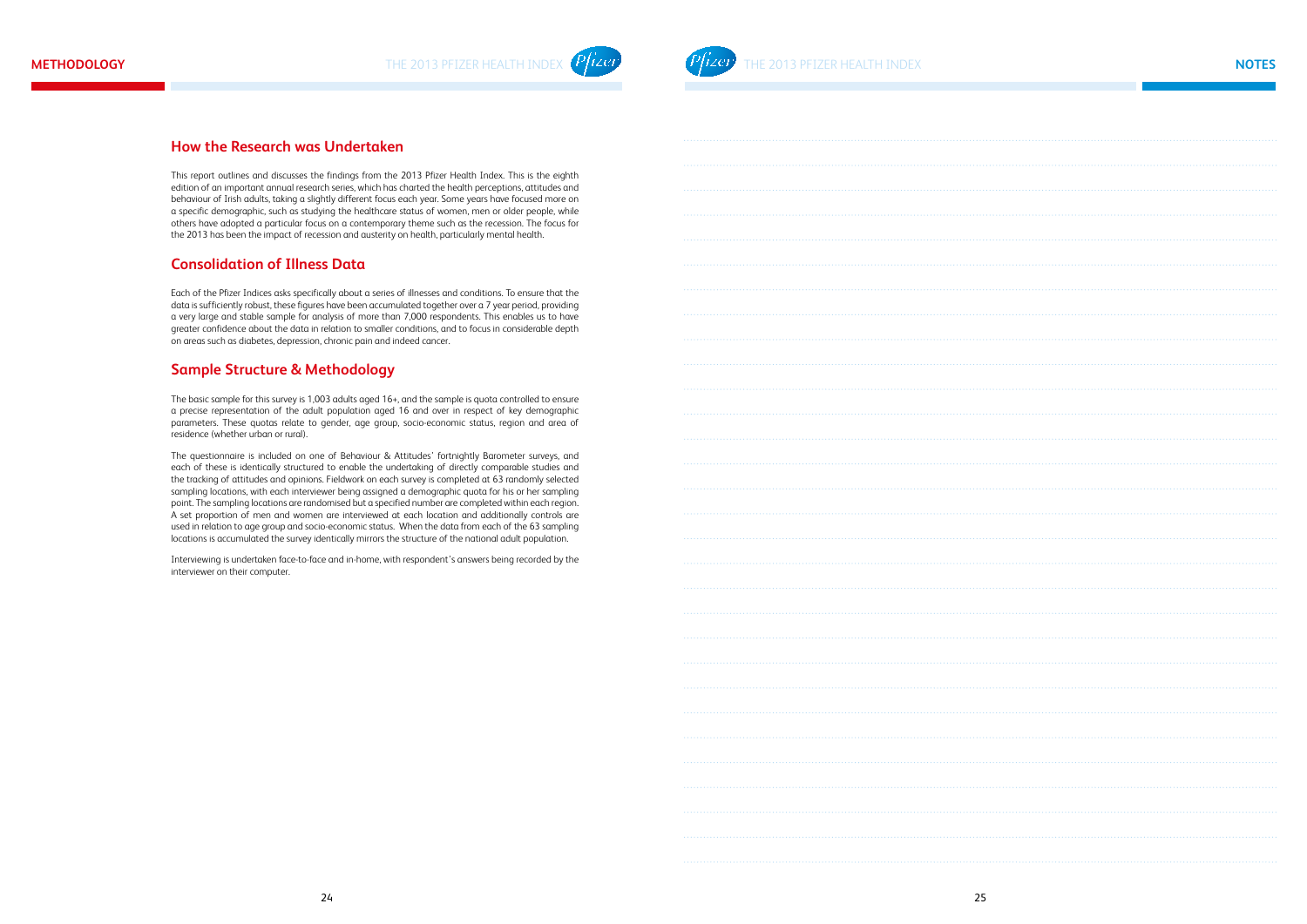## How the Research was Undertaken

This report outlines and discusses the findings from the 2013 Pfizer Health Index. This is the eighth edition of an important annual research series, which has charted the health perceptions, attitudes and behaviour of Irish adults, taking a slightly different focus each year. Some years have focused more on a specific demographic, such as studying the healthcare status of women, men or older people, while others have adopted a particular focus on a contemporary theme such as the recession. The focus for the 2013 has been the impact of recession and austerity on health, particularly mental health.

## Consolidation of Illness Data

Each of the Pfizer Indices asks specifically about a series of illnesses and conditions. To ensure that the data is sufficiently robust, these figures have been accumulated together over a 7 year period, providing a very large and stable sample for analysis of more than 7,000 respondents. This enables us to have greater confidence about the data in relation to smaller conditions, and to focus in considerable depth on areas such as diabetes, depression, chronic pain and indeed cancer.

## Sample Structure & Methodology

The basic sample for this survey is 1,003 adults aged 16+, and the sample is quota controlled to ensure a precise representation of the adult population aged 16 and over in respect of key demographic parameters. These quotas relate to gender, age group, socio-economic status, region and area of residence (whether urban or rural).

The questionnaire is included on one of Behaviour & Attitudes' fortnightly Barometer surveys, and each of these is identically structured to enable the undertaking of directly comparable studies and the tracking of attitudes and opinions. Fieldwork on each survey is completed at 63 randomly selected sampling locations, with each interviewer being assigned a demographic quota for his or her sampling point. The sampling locations are randomised but a specified number are completed within each region. A set proportion of men and women are interviewed at each location and additionally controls are used in relation to age group and socio-economic status. When the data from each of the 63 sampling locations is accumulated the survey identically mirrors the structure of the national adult population.

Interviewing is undertaken face-to-face and in-home, with respondent's answers being recorded by the interviewer on their computer.

## NOTES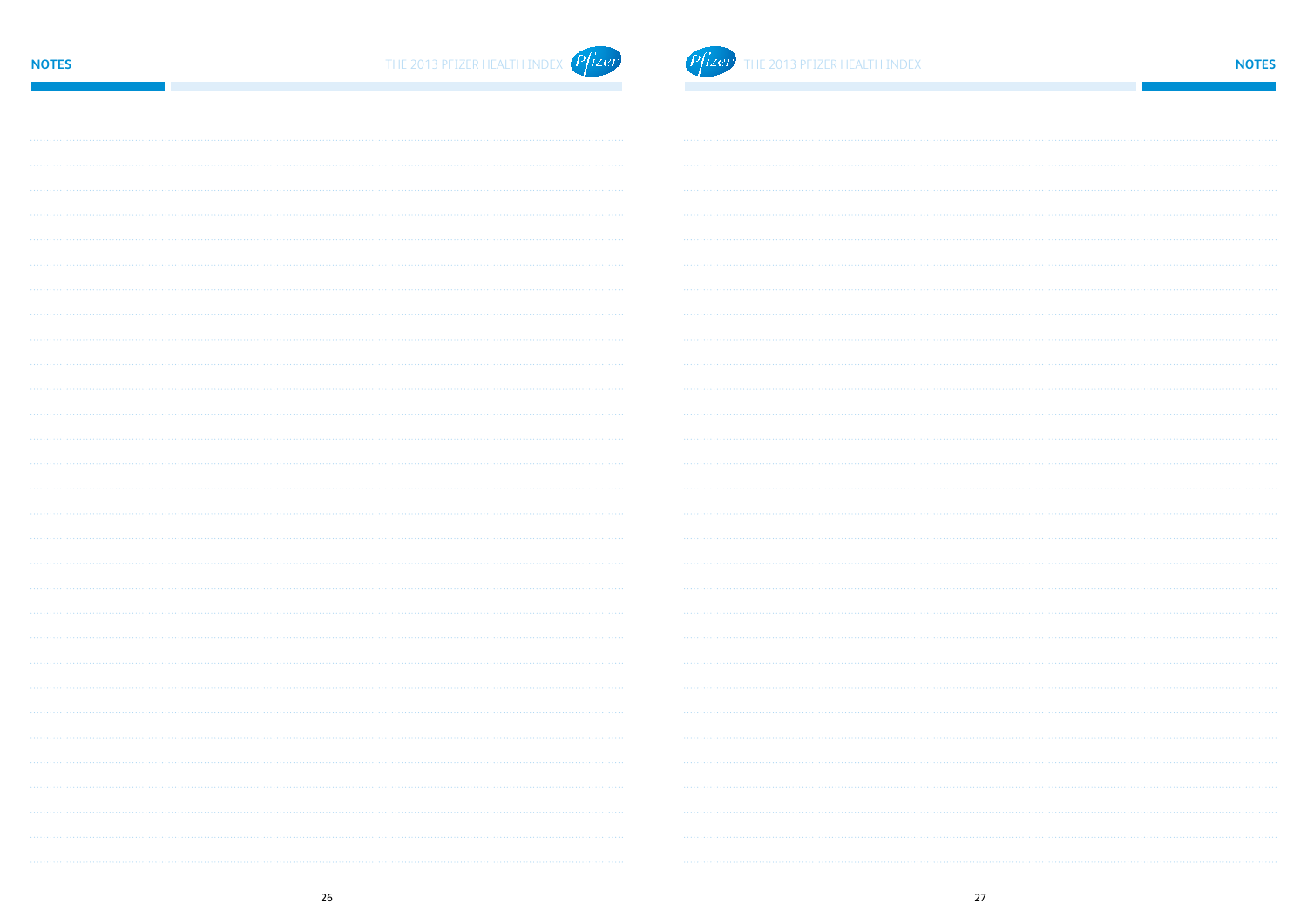## NOTES

## NOTES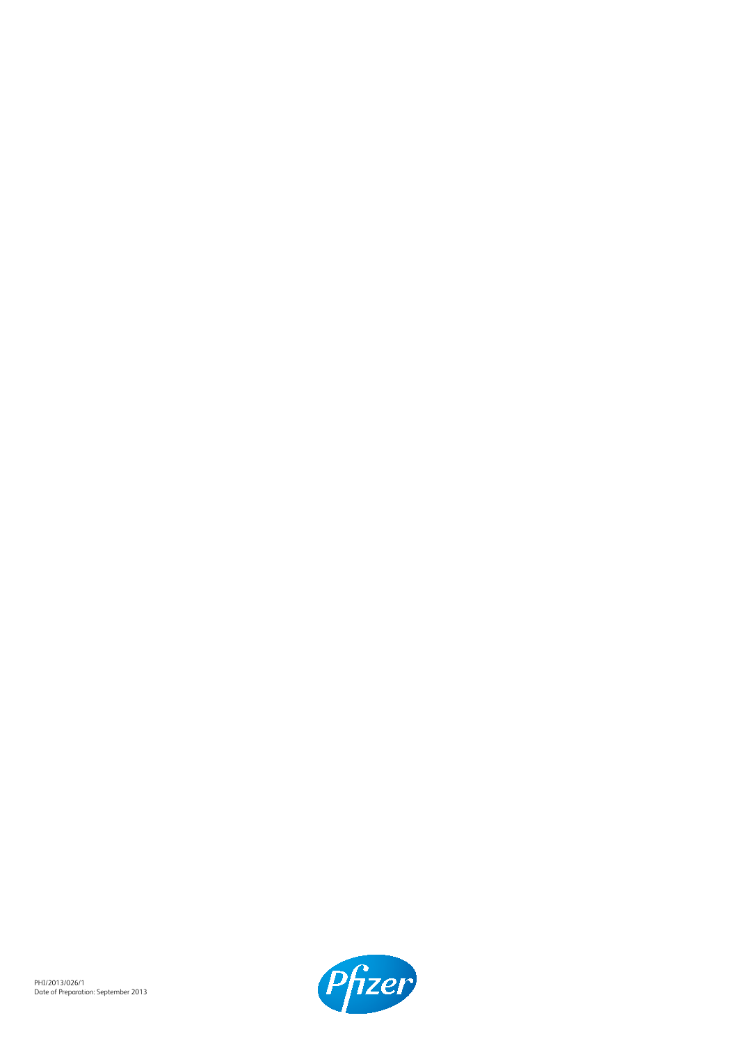PHI/2013/026/1
Date of Preparation: September 2013

Pfizer